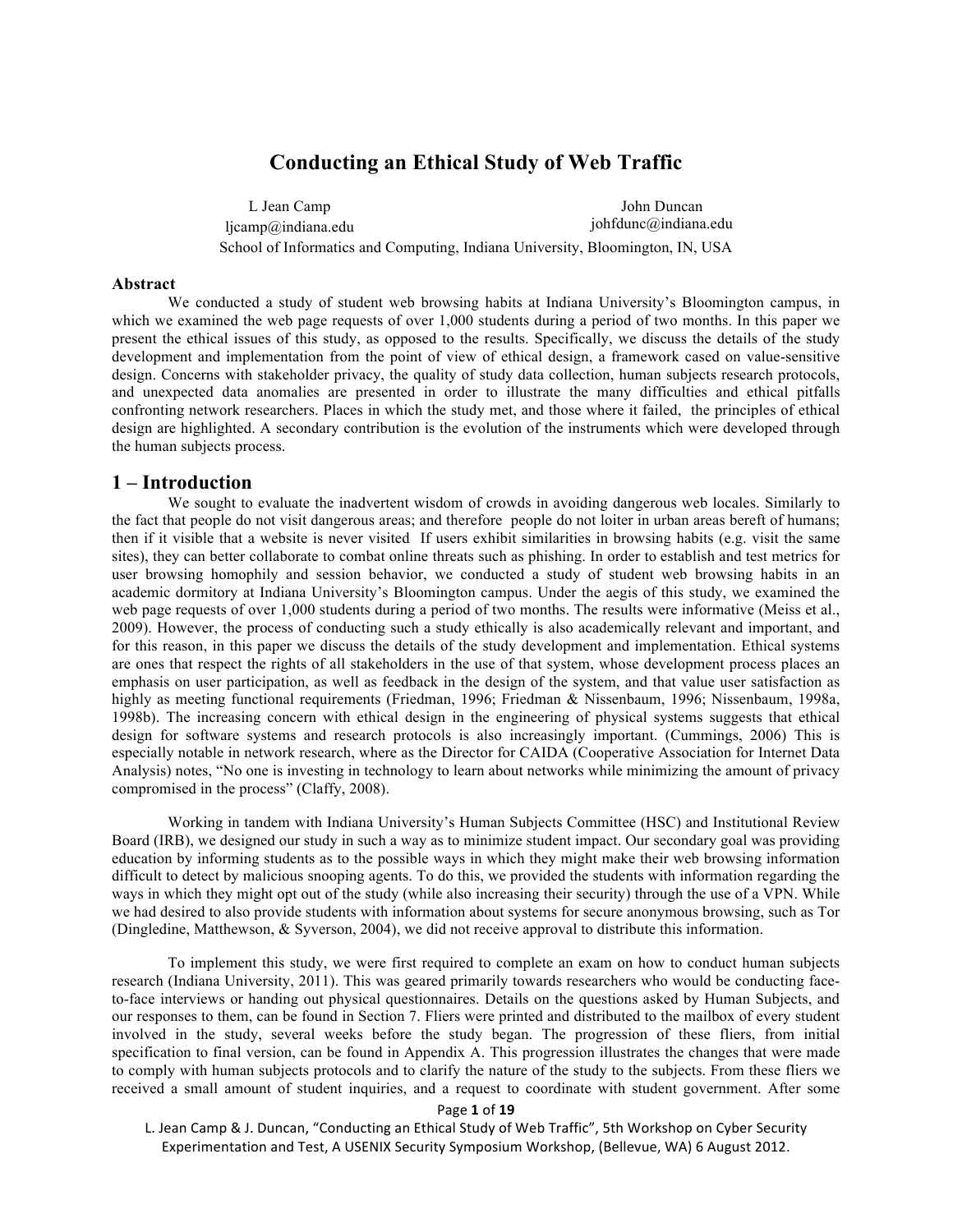# Conducting an Ethical Study of Web Traffic

L Jean Camp
ljcamp@indiana.edu

John Duncan
johfdunc@indiana.edu

School of Informatics and Computing, Indiana University, Bloomington, IN, USA

## Abstract

We conducted a study of student web browsing habits at Indiana University's Bloomington campus, in which we examined the web page requests of over 1,000 students during a period of two months. In this paper we present the ethical issues of this study, as opposed to the results. Specifically, we discuss the details of the study development and implementation from the point of view of ethical design, a framework cased on value-sensitive design. Concerns with stakeholder privacy, the quality of study data collection, human subjects research protocols, and unexpected data anomalies are presented in order to illustrate the many difficulties and ethical pitfalls confronting network researchers. Places in which the study met, and those where it failed, the principles of ethical design are highlighted. A secondary contribution is the evolution of the instruments which were developed through the human subjects process.

## 1 – Introduction

We sought to evaluate the inadvertent wisdom of crowds in avoiding dangerous web locales. Similarly to the fact that people do not visit dangerous areas; and therefore people do not loiter in urban areas bereft of humans; then if it visible that a website is never visited If users exhibit similarities in browsing habits (e.g. visit the same sites), they can better collaborate to combat online threats such as phishing. In order to establish and test metrics for user browsing homophily and session behavior, we conducted a study of student web browsing habits in an academic dormitory at Indiana University's Bloomington campus. Under the aegis of this study, we examined the web page requests of over 1,000 students during a period of two months. The results were informative (Meiss et al., 2009). However, the process of conducting such a study ethically is also academically relevant and important, and for this reason, in this paper we discuss the details of the study development and implementation. Ethical systems are ones that respect the rights of all stakeholders in the use of that system, whose development process places an emphasis on user participation, as well as feedback in the design of the system, and that value user satisfaction as highly as meeting functional requirements (Friedman, 1996; Friedman & Nissenbaum, 1996; Nissenbaum, 1998a, 1998b). The increasing concern with ethical design in the engineering of physical systems suggests that ethical design for software systems and research protocols is also increasingly important. (Cummings, 2006) This is especially notable in network research, where as the Director for CAIDA (Cooperative Association for Internet Data Analysis) notes, "No one is investing in technology to learn about networks while minimizing the amount of privacy compromised in the process" (Claffy, 2008).

Working in tandem with Indiana University's Human Subjects Committee (HSC) and Institutional Review Board (IRB), we designed our study in such a way as to minimize student impact. Our secondary goal was providing education by informing students as to the possible ways in which they might make their web browsing information difficult to detect by malicious snooping agents. To do this, we provided the students with information regarding the ways in which they might opt out of the study (while also increasing their security) through the use of a VPN. While we had desired to also provide students with information about systems for secure anonymous browsing, such as Tor (Dingledine, Matthewson, & Syverson, 2004), we did not receive approval to distribute this information.

To implement this study, we were first required to complete an exam on how to conduct human subjects research (Indiana University, 2011). This was geared primarily towards researchers who would be conducting face-to-face interviews or handing out physical questionnaires. Details on the questions asked by Human Subjects, and our responses to them, can be found in Section 7. Fliers were printed and distributed to the mailbox of every student involved in the study, several weeks before the study began. The progression of these fliers, from initial specification to final version, can be found in Appendix A. This progression illustrates the changes that were made to comply with human subjects protocols and to clarify the nature of the study to the subjects. From these fliers we received a small amount of student inquiries, and a request to coordinate with student government. After some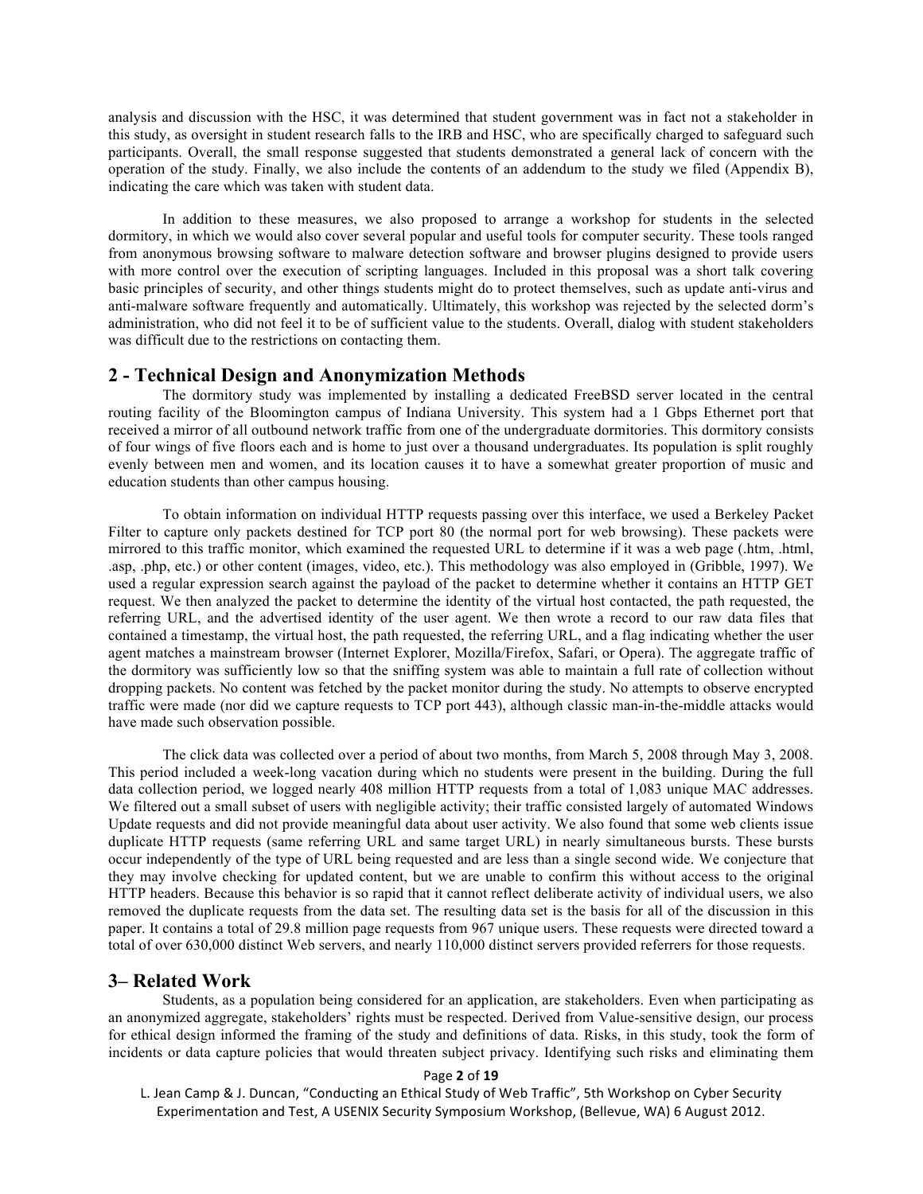analysis and discussion with the HSC, it was determined that student government was in fact not a stakeholder in this study, as oversight in student research falls to the IRB and HSC, who are specifically charged to safeguard such participants. Overall, the small response suggested that students demonstrated a general lack of concern with the operation of the study. Finally, we also include the contents of an addendum to the study we filed (Appendix B), indicating the care which was taken with student data.

In addition to these measures, we also proposed to arrange a workshop for students in the selected dormitory, in which we would also cover several popular and useful tools for computer security. These tools ranged from anonymous browsing software to malware detection software and browser plugins designed to provide users with more control over the execution of scripting languages. Included in this proposal was a short talk covering basic principles of security, and other things students might do to protect themselves, such as update anti-virus and anti-malware software frequently and automatically. Ultimately, this workshop was rejected by the selected dorm's administration, who did not feel it to be of sufficient value to the students. Overall, dialog with student stakeholders was difficult due to the restrictions on contacting them.

## 2 - Technical Design and Anonymization Methods

The dormitory study was implemented by installing a dedicated FreeBSD server located in the central routing facility of the Bloomington campus of Indiana University. This system had a 1 Gbps Ethernet port that received a mirror of all outbound network traffic from one of the undergraduate dormitories. This dormitory consists of four wings of five floors each and is home to just over a thousand undergraduates. Its population is split roughly evenly between men and women, and its location causes it to have a somewhat greater proportion of music and education students than other campus housing.

To obtain information on individual HTTP requests passing over this interface, we used a Berkeley Packet Filter to capture only packets destined for TCP port 80 (the normal port for web browsing). These packets were mirrored to this traffic monitor, which examined the requested URL to determine if it was a web page (.htm, .html, .asp, .php, etc.) or other content (images, video, etc.). This methodology was also employed in (Gribble, 1997). We used a regular expression search against the payload of the packet to determine whether it contains an HTTP GET request. We then analyzed the packet to determine the identity of the virtual host contacted, the path requested, the referring URL, and the advertised identity of the user agent. We then wrote a record to our raw data files that contained a timestamp, the virtual host, the path requested, the referring URL, and a flag indicating whether the user agent matches a mainstream browser (Internet Explorer, Mozilla/Firefox, Safari, or Opera). The aggregate traffic of the dormitory was sufficiently low so that the sniffing system was able to maintain a full rate of collection without dropping packets. No content was fetched by the packet monitor during the study. No attempts to observe encrypted traffic were made (nor did we capture requests to TCP port 443), although classic man-in-the-middle attacks would have made such observation possible.

The click data was collected over a period of about two months, from March 5, 2008 through May 3, 2008. This period included a week-long vacation during which no students were present in the building. During the full data collection period, we logged nearly 408 million HTTP requests from a total of 1,083 unique MAC addresses. We filtered out a small subset of users with negligible activity; their traffic consisted largely of automated Windows Update requests and did not provide meaningful data about user activity. We also found that some web clients issue duplicate HTTP requests (same referring URL and same target URL) in nearly simultaneous bursts. These bursts occur independently of the type of URL being requested and are less than a single second wide. We conjecture that they may involve checking for updated content, but we are unable to confirm this without access to the original HTTP headers. Because this behavior is so rapid that it cannot reflect deliberate activity of individual users, we also removed the duplicate requests from the data set. The resulting data set is the basis for all of the discussion in this paper. It contains a total of 29.8 million page requests from 967 unique users. These requests were directed toward a total of over 630,000 distinct Web servers, and nearly 110,000 distinct servers provided referrers for those requests.

## 3– Related Work

Students, as a population being considered for an application, are stakeholders. Even when participating as an anonymized aggregate, stakeholders' rights must be respected. Derived from Value-sensitive design, our process for ethical design informed the framing of the study and definitions of data. Risks, in this study, took the form of incidents or data capture policies that would threaten subject privacy. Identifying such risks and eliminating them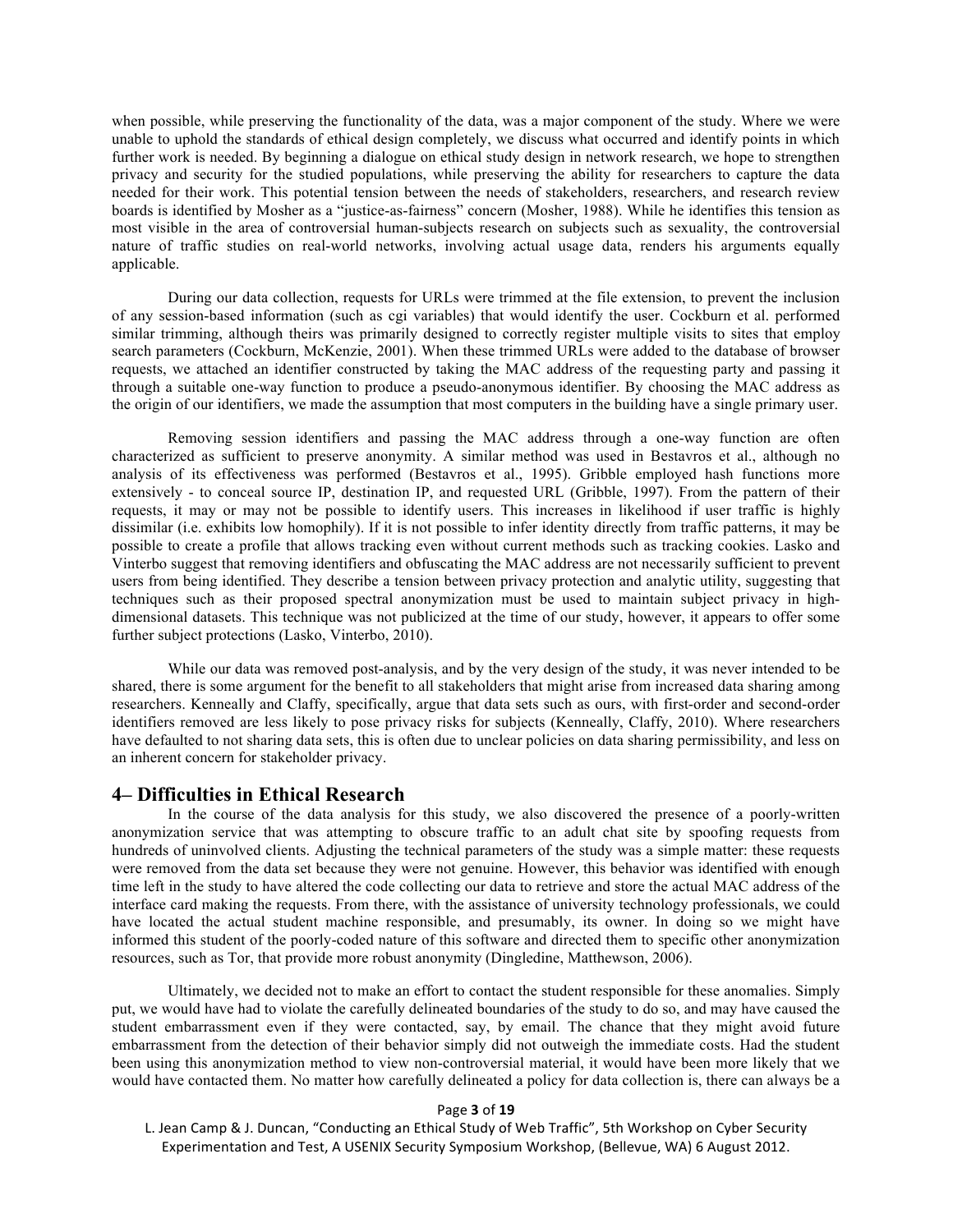when possible, while preserving the functionality of the data, was a major component of the study. Where we were unable to uphold the standards of ethical design completely, we discuss what occurred and identify points in which further work is needed. By beginning a dialogue on ethical study design in network research, we hope to strengthen privacy and security for the studied populations, while preserving the ability for researchers to capture the data needed for their work. This potential tension between the needs of stakeholders, researchers, and research review boards is identified by Mosher as a "justice-as-fairness" concern (Mosher, 1988). While he identifies this tension as most visible in the area of controversial human-subjects research on subjects such as sexuality, the controversial nature of traffic studies on real-world networks, involving actual usage data, renders his arguments equally applicable.

During our data collection, requests for URLs were trimmed at the file extension, to prevent the inclusion of any session-based information (such as cgi variables) that would identify the user. Cockburn et al. performed similar trimming, although theirs was primarily designed to correctly register multiple visits to sites that employ search parameters (Cockburn, McKenzie, 2001). When these trimmed URLs were added to the database of browser requests, we attached an identifier constructed by taking the MAC address of the requesting party and passing it through a suitable one-way function to produce a pseudo-anonymous identifier. By choosing the MAC address as the origin of our identifiers, we made the assumption that most computers in the building have a single primary user.

Removing session identifiers and passing the MAC address through a one-way function are often characterized as sufficient to preserve anonymity. A similar method was used in Bestavros et al., although no analysis of its effectiveness was performed (Bestavros et al., 1995). Gribble employed hash functions more extensively - to conceal source IP, destination IP, and requested URL (Gribble, 1997). From the pattern of their requests, it may or may not be possible to identify users. This increases in likelihood if user traffic is highly dissimilar (i.e. exhibits low homophily). If it is not possible to infer identity directly from traffic patterns, it may be possible to create a profile that allows tracking even without current methods such as tracking cookies. Lasko and Vinterbo suggest that removing identifiers and obfuscating the MAC address are not necessarily sufficient to prevent users from being identified. They describe a tension between privacy protection and analytic utility, suggesting that techniques such as their proposed spectral anonymization must be used to maintain subject privacy in high-dimensional datasets. This technique was not publicized at the time of our study, however, it appears to offer some further subject protections (Lasko, Vinterbo, 2010).

While our data was removed post-analysis, and by the very design of the study, it was never intended to be shared, there is some argument for the benefit to all stakeholders that might arise from increased data sharing among researchers. Kenneally and Claffy, specifically, argue that data sets such as ours, with first-order and second-order identifiers removed are less likely to pose privacy risks for subjects (Kenneally, Claffy, 2010). Where researchers have defaulted to not sharing data sets, this is often due to unclear policies on data sharing permissibility, and less on an inherent concern for stakeholder privacy.

## 4– Difficulties in Ethical Research

In the course of the data analysis for this study, we also discovered the presence of a poorly-written anonymization service that was attempting to obscure traffic to an adult chat site by spoofing requests from hundreds of uninvolved clients. Adjusting the technical parameters of the study was a simple matter: these requests were removed from the data set because they were not genuine. However, this behavior was identified with enough time left in the study to have altered the code collecting our data to retrieve and store the actual MAC address of the interface card making the requests. From there, with the assistance of university technology professionals, we could have located the actual student machine responsible, and presumably, its owner. In doing so we might have informed this student of the poorly-coded nature of this software and directed them to specific other anonymization resources, such as Tor, that provide more robust anonymity (Dingledine, Matthewson, 2006).

Ultimately, we decided not to make an effort to contact the student responsible for these anomalies. Simply put, we would have had to violate the carefully delineated boundaries of the study to do so, and may have caused the student embarrassment even if they were contacted, say, by email. The chance that they might avoid future embarrassment from the detection of their behavior simply did not outweigh the immediate costs. Had the student been using this anonymization method to view non-controversial material, it would have been more likely that we would have contacted them. No matter how carefully delineated a policy for data collection is, there can always be a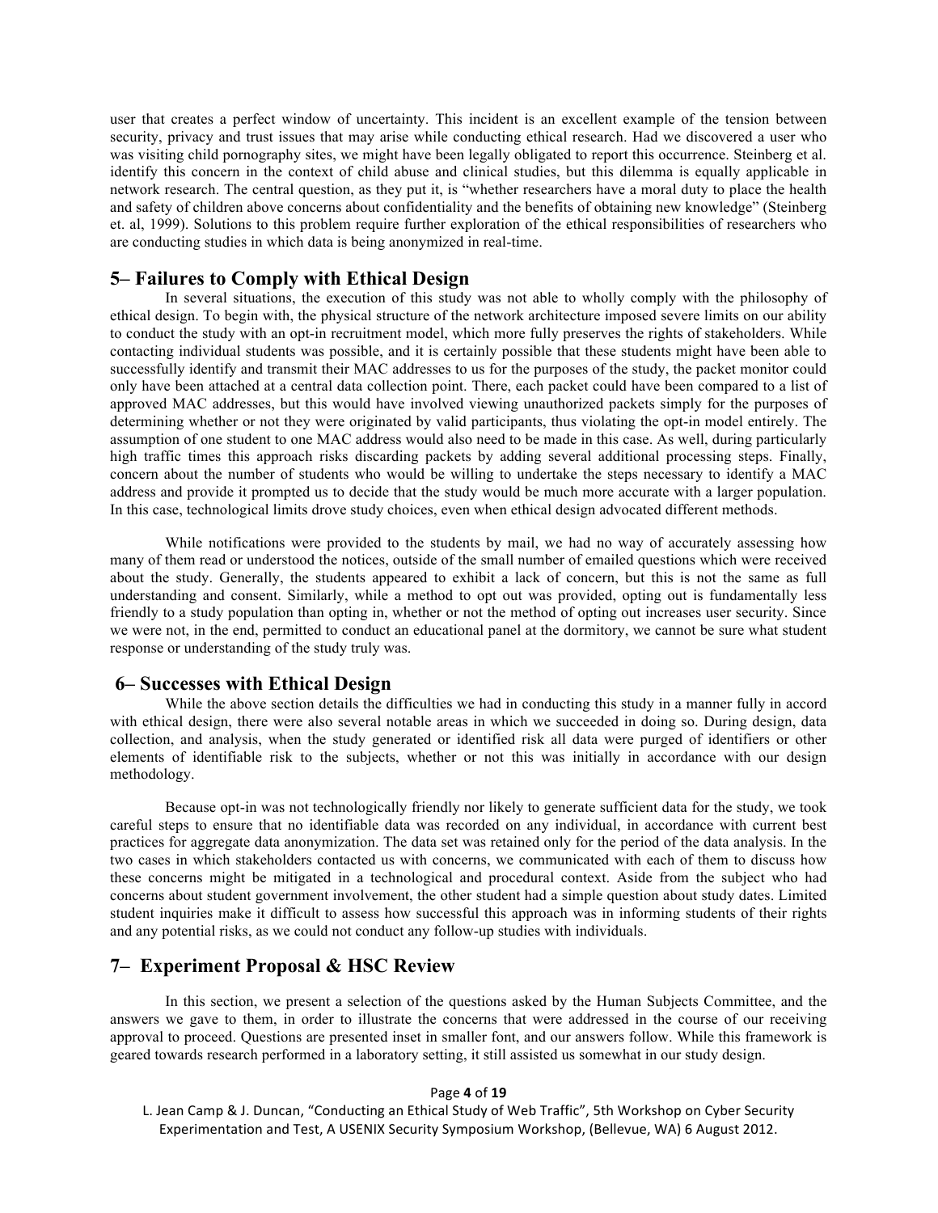user that creates a perfect window of uncertainty. This incident is an excellent example of the tension between security, privacy and trust issues that may arise while conducting ethical research. Had we discovered a user who was visiting child pornography sites, we might have been legally obligated to report this occurrence. Steinberg et al. identify this concern in the context of child abuse and clinical studies, but this dilemma is equally applicable in network research. The central question, as they put it, is "whether researchers have a moral duty to place the health and safety of children above concerns about confidentiality and the benefits of obtaining new knowledge" (Steinberg et. al, 1999). Solutions to this problem require further exploration of the ethical responsibilities of researchers who are conducting studies in which data is being anonymized in real-time.

## 5– Failures to Comply with Ethical Design

In several situations, the execution of this study was not able to wholly comply with the philosophy of ethical design. To begin with, the physical structure of the network architecture imposed severe limits on our ability to conduct the study with an opt-in recruitment model, which more fully preserves the rights of stakeholders. While contacting individual students was possible, and it is certainly possible that these students might have been able to successfully identify and transmit their MAC addresses to us for the purposes of the study, the packet monitor could only have been attached at a central data collection point. There, each packet could have been compared to a list of approved MAC addresses, but this would have involved viewing unauthorized packets simply for the purposes of determining whether or not they were originated by valid participants, thus violating the opt-in model entirely. The assumption of one student to one MAC address would also need to be made in this case. As well, during particularly high traffic times this approach risks discarding packets by adding several additional processing steps. Finally, concern about the number of students who would be willing to undertake the steps necessary to identify a MAC address and provide it prompted us to decide that the study would be much more accurate with a larger population. In this case, technological limits drove study choices, even when ethical design advocated different methods.

While notifications were provided to the students by mail, we had no way of accurately assessing how many of them read or understood the notices, outside of the small number of emailed questions which were received about the study. Generally, the students appeared to exhibit a lack of concern, but this is not the same as full understanding and consent. Similarly, while a method to opt out was provided, opting out is fundamentally less friendly to a study population than opting in, whether or not the method of opting out increases user security. Since we were not, in the end, permitted to conduct an educational panel at the dormitory, we cannot be sure what student response or understanding of the study truly was.

## 6– Successes with Ethical Design

While the above section details the difficulties we had in conducting this study in a manner fully in accord with ethical design, there were also several notable areas in which we succeeded in doing so. During design, data collection, and analysis, when the study generated or identified risk all data were purged of identifiers or other elements of identifiable risk to the subjects, whether or not this was initially in accordance with our design methodology.

Because opt-in was not technologically friendly nor likely to generate sufficient data for the study, we took careful steps to ensure that no identifiable data was recorded on any individual, in accordance with current best practices for aggregate data anonymization. The data set was retained only for the period of the data analysis. In the two cases in which stakeholders contacted us with concerns, we communicated with each of them to discuss how these concerns might be mitigated in a technological and procedural context. Aside from the subject who had concerns about student government involvement, the other student had a simple question about study dates. Limited student inquiries make it difficult to assess how successful this approach was in informing students of their rights and any potential risks, as we could not conduct any follow-up studies with individuals.

## 7– Experiment Proposal & HSC Review

In this section, we present a selection of the questions asked by the Human Subjects Committee, and the answers we gave to them, in order to illustrate the concerns that were addressed in the course of our receiving approval to proceed. Questions are presented inset in smaller font, and our answers follow. While this framework is geared towards research performed in a laboratory setting, it still assisted us somewhat in our study design.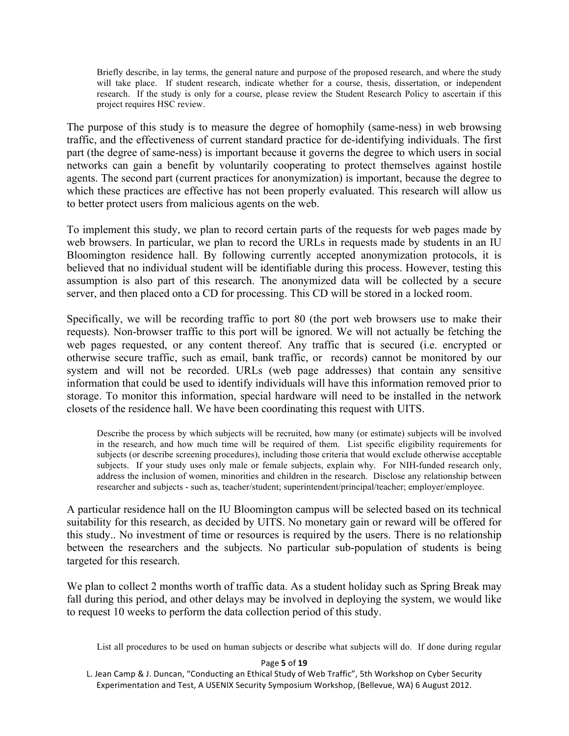> Briefly describe, in lay terms, the general nature and purpose of the proposed research, and where the study will take place. If student research, indicate whether for a course, thesis, dissertation, or independent research. If the study is only for a course, please review the Student Research Policy to ascertain if this project requires HSC review.

The purpose of this study is to measure the degree of homophily (same-ness) in web browsing traffic, and the effectiveness of current standard practice for de-identifying individuals. The first part (the degree of same-ness) is important because it governs the degree to which users in social networks can gain a benefit by voluntarily cooperating to protect themselves against hostile agents. The second part (current practices for anonymization) is important, because the degree to which these practices are effective has not been properly evaluated. This research will allow us to better protect users from malicious agents on the web.

To implement this study, we plan to record certain parts of the requests for web pages made by web browsers. In particular, we plan to record the URLs in requests made by students in an IU Bloomington residence hall. By following currently accepted anonymization protocols, it is believed that no individual student will be identifiable during this process. However, testing this assumption is also part of this research. The anonymized data will be collected by a secure server, and then placed onto a CD for processing. This CD will be stored in a locked room.

Specifically, we will be recording traffic to port 80 (the port web browsers use to make their requests). Non-browser traffic to this port will be ignored. We will not actually be fetching the web pages requested, or any content thereof. Any traffic that is secured (i.e. encrypted or otherwise secure traffic, such as email, bank traffic, or  records) cannot be monitored by our system and will not be recorded. URLs (web page addresses) that contain any sensitive information that could be used to identify individuals will have this information removed prior to storage. To monitor this information, special hardware will need to be installed in the network closets of the residence hall. We have been coordinating this request with UITS.

> Describe the process by which subjects will be recruited, how many (or estimate) subjects will be involved in the research, and how much time will be required of them. List specific eligibility requirements for subjects (or describe screening procedures), including those criteria that would exclude otherwise acceptable subjects. If your study uses only male or female subjects, explain why. For NIH-funded research only, address the inclusion of women, minorities and children in the research. Disclose any relationship between researcher and subjects - such as, teacher/student; superintendent/principal/teacher; employer/employee.

A particular residence hall on the IU Bloomington campus will be selected based on its technical suitability for this research, as decided by UITS. No monetary gain or reward will be offered for this study.. No investment of time or resources is required by the users. There is no relationship between the researchers and the subjects. No particular sub-population of students is being targeted for this research.

We plan to collect 2 months worth of traffic data. As a student holiday such as Spring Break may fall during this period, and other delays may be involved in deploying the system, we would like to request 10 weeks to perform the data collection period of this study.

> List all procedures to be used on human subjects or describe what subjects will do. If done during regular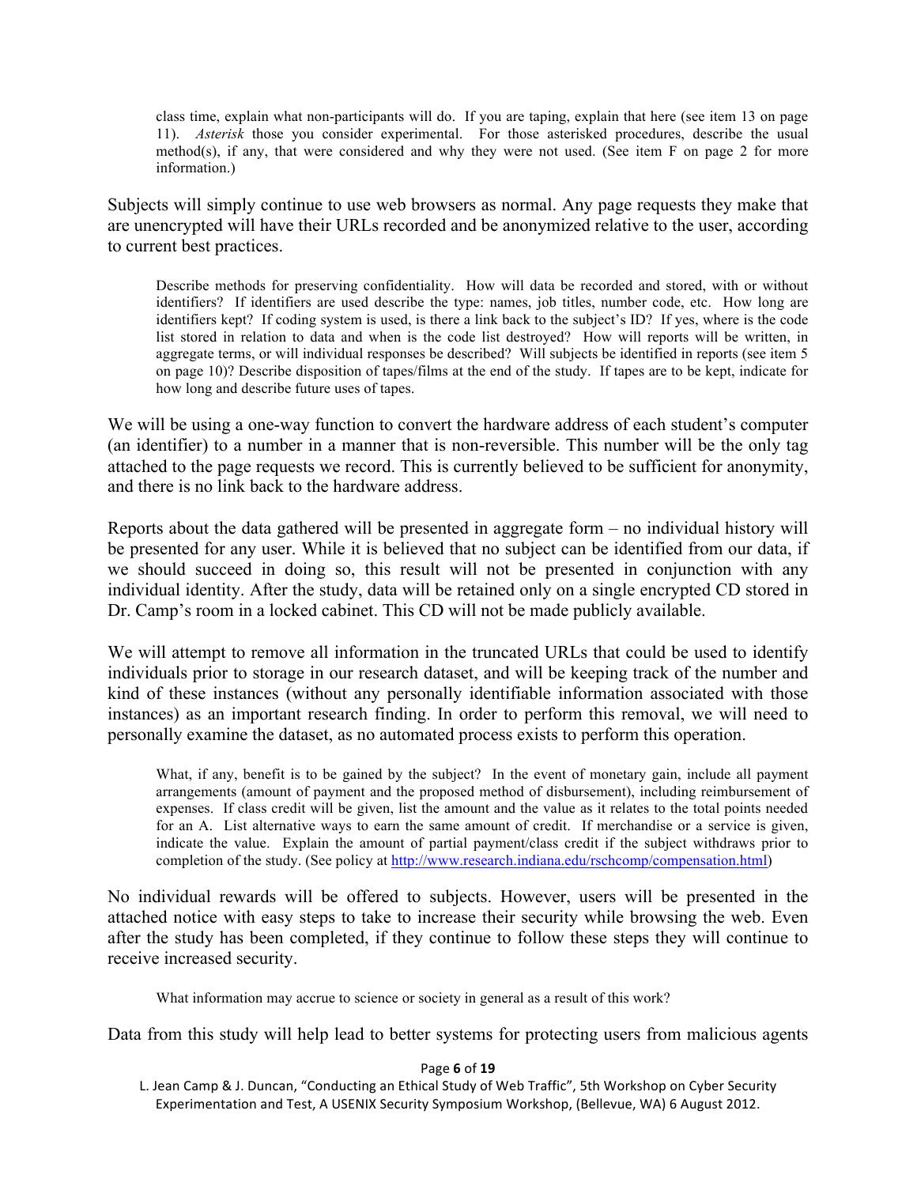class time, explain what non-participants will do. If you are taping, explain that here (see item 13 on page 11). *Asterisk* those you consider experimental. For those asterisked procedures, describe the usual method(s), if any, that were considered and why they were not used. (See item F on page 2 for more information.)

Subjects will simply continue to use web browsers as normal. Any page requests they make that are unencrypted will have their URLs recorded and be anonymized relative to the user, according to current best practices.

Describe methods for preserving confidentiality. How will data be recorded and stored, with or without identifiers? If identifiers are used describe the type: names, job titles, number code, etc. How long are identifiers kept? If coding system is used, is there a link back to the subject's ID? If yes, where is the code list stored in relation to data and when is the code list destroyed? How will reports be written, in aggregate terms, or will individual responses be described? Will subjects be identified in reports (see item 5 on page 10)? Describe disposition of tapes/films at the end of the study. If tapes are to be kept, indicate for how long and describe future uses of tapes.

We will be using a one-way function to convert the hardware address of each student's computer (an identifier) to a number in a manner that is non-reversible. This number will be the only tag attached to the page requests we record. This is currently believed to be sufficient for anonymity, and there is no link back to the hardware address.

Reports about the data gathered will be presented in aggregate form – no individual history will be presented for any user. While it is believed that no subject can be identified from our data, if we should succeed in doing so, this result will not be presented in conjunction with any individual identity. After the study, data will be retained only on a single encrypted CD stored in Dr. Camp's room in a locked cabinet. This CD will not be made publicly available.

We will attempt to remove all information in the truncated URLs that could be used to identify individuals prior to storage in our research dataset, and will be keeping track of the number and kind of these instances (without any personally identifiable information associated with those instances) as an important research finding. In order to perform this removal, we will need to personally examine the dataset, as no automated process exists to perform this operation.

What, if any, benefit is to be gained by the subject? In the event of monetary gain, include all payment arrangements (amount of payment and the proposed method of disbursement), including reimbursement of expenses. If class credit will be given, list the amount and the value as it relates to the total points needed for an A. List alternative ways to earn the same amount of credit. If merchandise or a service is given, indicate the value. Explain the amount of partial payment/class credit if the subject withdraws prior to completion of the study. (See policy at [http://www.research.indiana.edu/rschcomp/compensation.html](http://www.research.indiana.edu/rschcomp/compensation.html))

No individual rewards will be offered to subjects. However, users will be presented in the attached notice with easy steps to take to increase their security while browsing the web. Even after the study has been completed, if they continue to follow these steps they will continue to receive increased security.

What information may accrue to science or society in general as a result of this work?

Data from this study will help lead to better systems for protecting users from malicious agents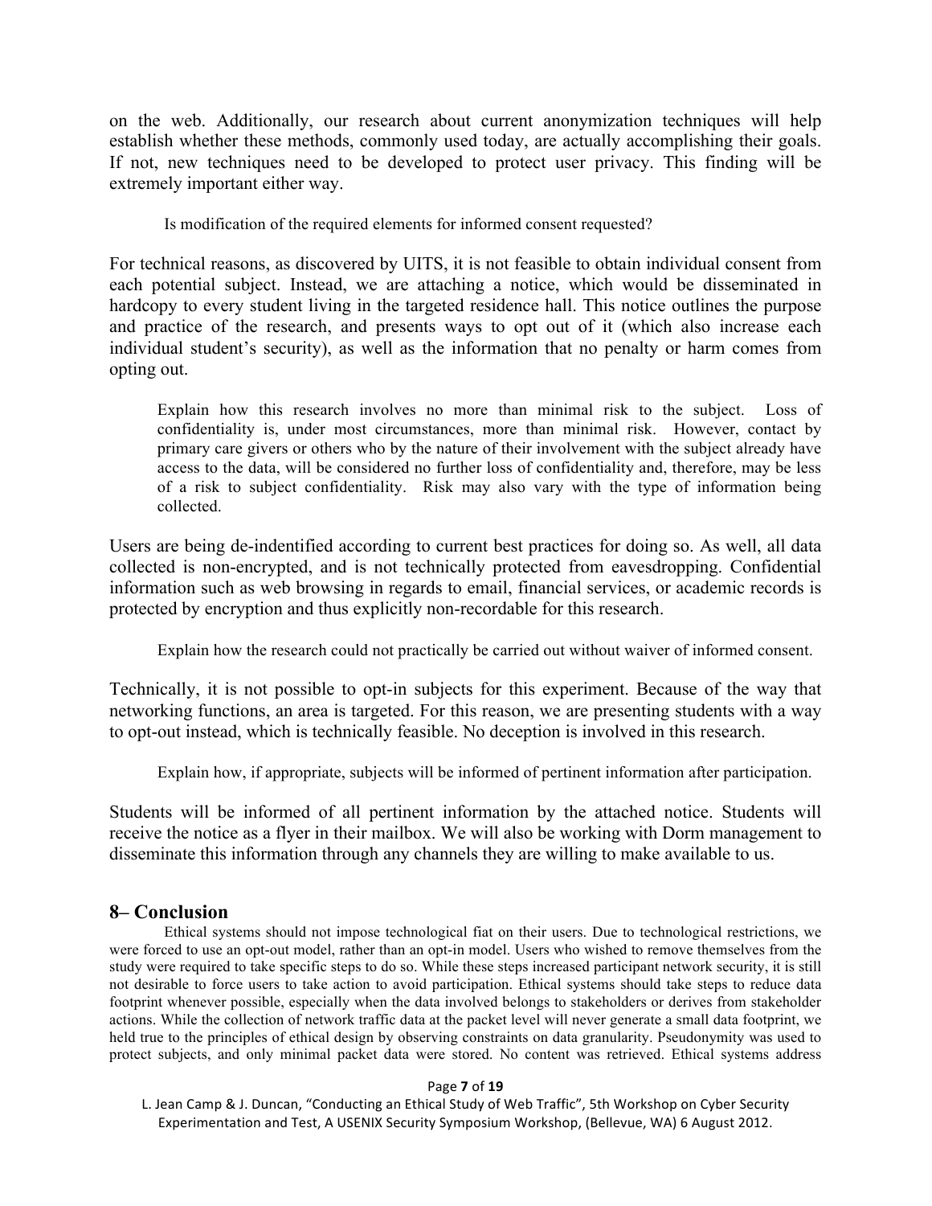on the web. Additionally, our research about current anonymization techniques will help establish whether these methods, commonly used today, are actually accomplishing their goals. If not, new techniques need to be developed to protect user privacy. This finding will be extremely important either way.

> Is modification of the required elements for informed consent requested?

For technical reasons, as discovered by UITS, it is not feasible to obtain individual consent from each potential subject. Instead, we are attaching a notice, which would be disseminated in hardcopy to every student living in the targeted residence hall. This notice outlines the purpose and practice of the research, and presents ways to opt out of it (which also increase each individual student's security), as well as the information that no penalty or harm comes from opting out.

> Explain how this research involves no more than minimal risk to the subject. Loss of confidentiality is, under most circumstances, more than minimal risk. However, contact by primary care givers or others who by the nature of their involvement with the subject already have access to the data, will be considered no further loss of confidentiality and, therefore, may be less of a risk to subject confidentiality. Risk may also vary with the type of information being collected.

Users are being de-indentified according to current best practices for doing so. As well, all data collected is non-encrypted, and is not technically protected from eavesdropping. Confidential information such as web browsing in regards to email, financial services, or academic records is protected by encryption and thus explicitly non-recordable for this research.

> Explain how the research could not practically be carried out without waiver of informed consent.

Technically, it is not possible to opt-in subjects for this experiment. Because of the way that networking functions, an area is targeted. For this reason, we are presenting students with a way to opt-out instead, which is technically feasible. No deception is involved in this research.

> Explain how, if appropriate, subjects will be informed of pertinent information after participation.

Students will be informed of all pertinent information by the attached notice. Students will receive the notice as a flyer in their mailbox. We will also be working with Dorm management to disseminate this information through any channels they are willing to make available to us.

## 8– Conclusion

Ethical systems should not impose technological fiat on their users. Due to technological restrictions, we were forced to use an opt-out model, rather than an opt-in model. Users who wished to remove themselves from the study were required to take specific steps to do so. While these steps increased participant network security, it is still not desirable to force users to take action to avoid participation. Ethical systems should take steps to reduce data footprint whenever possible, especially when the data involved belongs to stakeholders or derives from stakeholder actions. While the collection of network traffic data at the packet level will never generate a small data footprint, we held true to the principles of ethical design by observing constraints on data granularity. Pseudonymity was used to protect subjects, and only minimal packet data were stored. No content was retrieved. Ethical systems address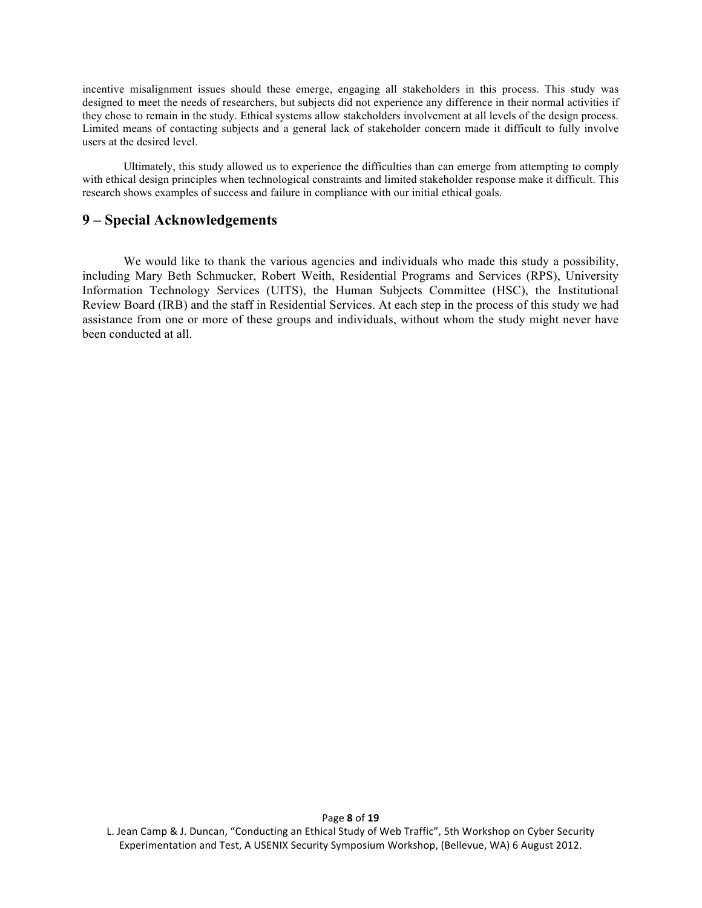incentive misalignment issues should these emerge, engaging all stakeholders in this process. This study was designed to meet the needs of researchers, but subjects did not experience any difference in their normal activities if they chose to remain in the study. Ethical systems allow stakeholders involvement at all levels of the design process. Limited means of contacting subjects and a general lack of stakeholder concern made it difficult to fully involve users at the desired level.

Ultimately, this study allowed us to experience the difficulties than can emerge from attempting to comply with ethical design principles when technological constraints and limited stakeholder response make it difficult. This research shows examples of success and failure in compliance with our initial ethical goals.

## 9 – Special Acknowledgements

We would like to thank the various agencies and individuals who made this study a possibility, including Mary Beth Schmucker, Robert Weith, Residential Programs and Services (RPS), University Information Technology Services (UITS), the Human Subjects Committee (HSC), the Institutional Review Board (IRB) and the staff in Residential Services. At each step in the process of this study we had assistance from one or more of these groups and individuals, without whom the study might never have been conducted at all.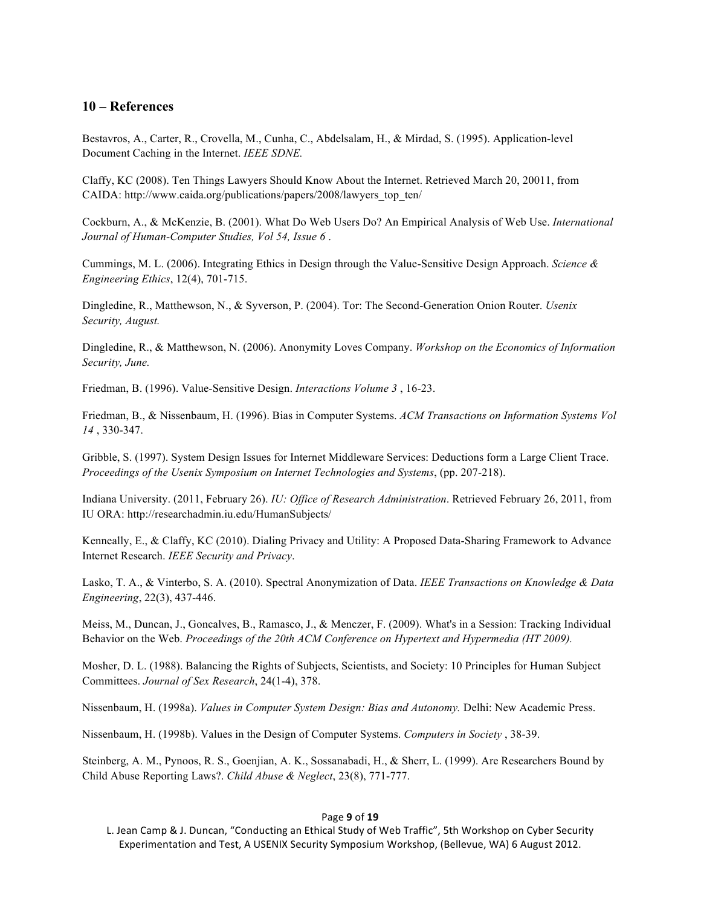## 10 – References

Bestavros, A., Carter, R., Crovella, M., Cunha, C., Abdelsalam, H., & Mirdad, S. (1995). Application-level Document Caching in the Internet. *IEEE SDNE.*

Claffy, KC (2008). Ten Things Lawyers Should Know About the Internet. Retrieved March 20, 20011, from CAIDA: http://www.caida.org/publications/papers/2008/lawyers_top_ten/

Cockburn, A., & McKenzie, B. (2001). What Do Web Users Do? An Empirical Analysis of Web Use. *International Journal of Human-Computer Studies, Vol 54, Issue 6* .

Cummings, M. L. (2006). Integrating Ethics in Design through the Value-Sensitive Design Approach. *Science & Engineering Ethics*, 12(4), 701-715.

Dingledine, R., Matthewson, N., & Syverson, P. (2004). Tor: The Second-Generation Onion Router. *Usenix Security, August.*

Dingledine, R., & Matthewson, N. (2006). Anonymity Loves Company. *Workshop on the Economics of Information Security, June.*

Friedman, B. (1996). Value-Sensitive Design. *Interactions Volume 3* , 16-23.

Friedman, B., & Nissenbaum, H. (1996). Bias in Computer Systems. *ACM Transactions on Information Systems Vol 14* , 330-347.

Gribble, S. (1997). System Design Issues for Internet Middleware Services: Deductions form a Large Client Trace. *Proceedings of the Usenix Symposium on Internet Technologies and Systems*, (pp. 207-218).

Indiana University. (2011, February 26). *IU: Office of Research Administration*. Retrieved February 26, 2011, from IU ORA: http://researchadmin.iu.edu/HumanSubjects/

Kenneally, E., & Claffy, KC (2010). Dialing Privacy and Utility: A Proposed Data-Sharing Framework to Advance Internet Research. *IEEE Security and Privacy*.

Lasko, T. A., & Vinterbo, S. A. (2010). Spectral Anonymization of Data. *IEEE Transactions on Knowledge & Data Engineering*, 22(3), 437-446.

Meiss, M., Duncan, J., Goncalves, B., Ramasco, J., & Menczer, F. (2009). What's in a Session: Tracking Individual Behavior on the Web. *Proceedings of the 20th ACM Conference on Hypertext and Hypermedia (HT 2009).*

Mosher, D. L. (1988). Balancing the Rights of Subjects, Scientists, and Society: 10 Principles for Human Subject Committees. *Journal of Sex Research*, 24(1-4), 378.

Nissenbaum, H. (1998a). *Values in Computer System Design: Bias and Autonomy.* Delhi: New Academic Press.

Nissenbaum, H. (1998b). Values in the Design of Computer Systems. *Computers in Society* , 38-39.

Steinberg, A. M., Pynoos, R. S., Goenjian, A. K., Sossanabadi, H., & Sherr, L. (1999). Are Researchers Bound by Child Abuse Reporting Laws?. *Child Abuse & Neglect*, 23(8), 771-777.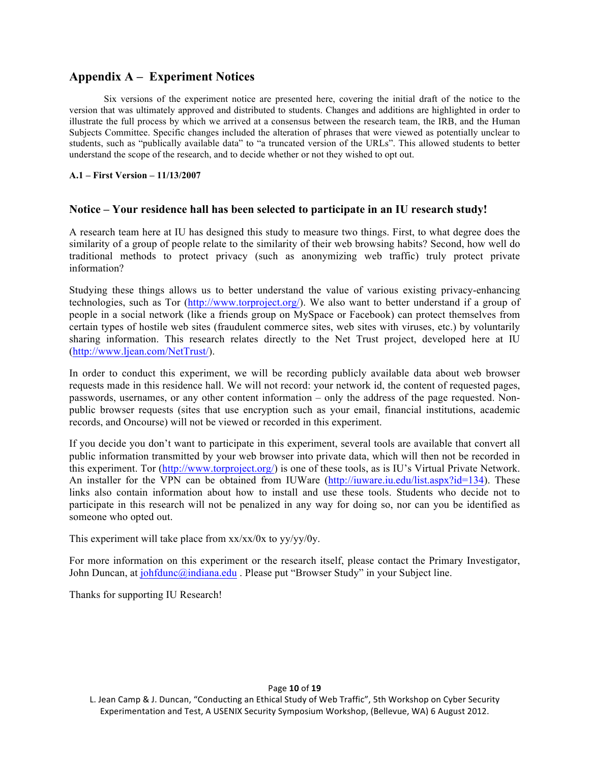## Appendix A – Experiment Notices

Six versions of the experiment notice are presented here, covering the initial draft of the notice to the version that was ultimately approved and distributed to students. Changes and additions are highlighted in order to illustrate the full process by which we arrived at a consensus between the research team, the IRB, and the Human Subjects Committee. Specific changes included the alteration of phrases that were viewed as potentially unclear to students, such as "publically available data" to "a truncated version of the URLs". This allowed students to better understand the scope of the research, and to decide whether or not they wished to opt out.

**A.1 – First Version – 11/13/2007**

### Notice – Your residence hall has been selected to participate in an IU research study!

A research team here at IU has designed this study to measure two things. First, to what degree does the similarity of a group of people relate to the similarity of their web browsing habits? Second, how well do traditional methods to protect privacy (such as anonymizing web traffic) truly protect private information?

Studying these things allows us to better understand the value of various existing privacy-enhancing technologies, such as Tor (http://www.torproject.org/). We also want to better understand if a group of people in a social network (like a friends group on MySpace or Facebook) can protect themselves from certain types of hostile web sites (fraudulent commerce sites, web sites with viruses, etc.) by voluntarily sharing information. This research relates directly to the Net Trust project, developed here at IU (http://www.ljean.com/NetTrust/).

In order to conduct this experiment, we will be recording publicly available data about web browser requests made in this residence hall. We will not record: your network id, the content of requested pages, passwords, usernames, or any other content information – only the address of the page requested. Non-public browser requests (sites that use encryption such as your email, financial institutions, academic records, and Oncourse) will not be viewed or recorded in this experiment.

If you decide you don't want to participate in this experiment, several tools are available that convert all public information transmitted by your web browser into private data, which will then not be recorded in this experiment. Tor (http://www.torproject.org/) is one of these tools, as is IU's Virtual Private Network. An installer for the VPN can be obtained from IUWare (http://iuware.iu.edu/list.aspx?id=134). These links also contain information about how to install and use these tools. Students who decide not to participate in this research will not be penalized in any way for doing so, nor can you be identified as someone who opted out.

This experiment will take place from xx/xx/0x to yy/yy/0y.

For more information on this experiment or the research itself, please contact the Primary Investigator, John Duncan, at johfdunc@indiana.edu . Please put "Browser Study" in your Subject line.

Thanks for supporting IU Research!

L. Jean Camp & J. Duncan, "Conducting an Ethical Study of Web Traffic", 5th Workshop on Cyber Security Experimentation and Test, A USENIX Security Symposium Workshop, (Bellevue, WA) 6 August 2012.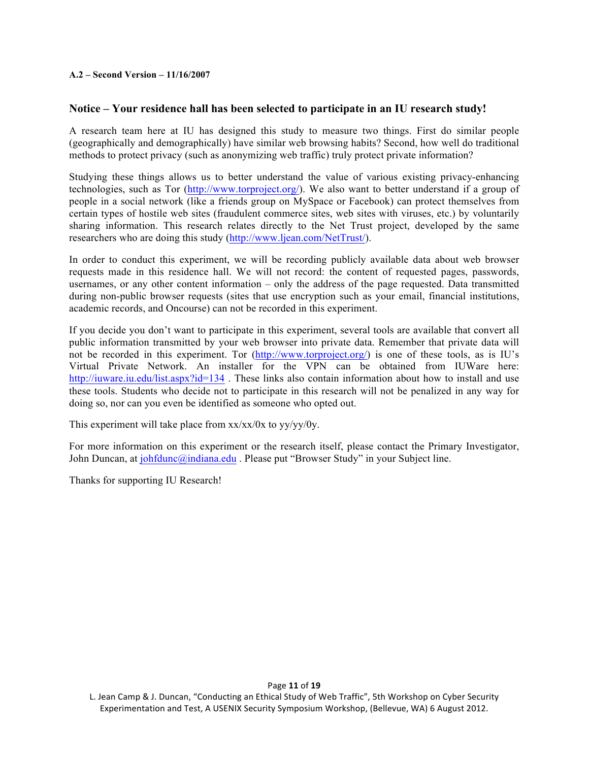**A.2 – Second Version – 11/16/2007**

## Notice – Your residence hall has been selected to participate in an IU research study!

A research team here at IU has designed this study to measure two things. First do similar people (geographically and demographically) have similar web browsing habits? Second, how well do traditional methods to protect privacy (such as anonymizing web traffic) truly protect private information?

Studying these things allows us to better understand the value of various existing privacy-enhancing technologies, such as Tor (http://www.torproject.org/). We also want to better understand if a group of people in a social network (like a friends group on MySpace or Facebook) can protect themselves from certain types of hostile web sites (fraudulent commerce sites, web sites with viruses, etc.) by voluntarily sharing information. This research relates directly to the Net Trust project, developed by the same researchers who are doing this study (http://www.ljean.com/NetTrust/).

In order to conduct this experiment, we will be recording publicly available data about web browser requests made in this residence hall. We will not record: the content of requested pages, passwords, usernames, or any other content information – only the address of the page requested. Data transmitted during non-public browser requests (sites that use encryption such as your email, financial institutions, academic records, and Oncourse) can not be recorded in this experiment.

If you decide you don't want to participate in this experiment, several tools are available that convert all public information transmitted by your web browser into private data. Remember that private data will not be recorded in this experiment. Tor (http://www.torproject.org/) is one of these tools, as is IU's Virtual Private Network. An installer for the VPN can be obtained from IUWare here: http://iuware.iu.edu/list.aspx?id=134 . These links also contain information about how to install and use these tools. Students who decide not to participate in this research will not be penalized in any way for doing so, nor can you even be identified as someone who opted out.

This experiment will take place from xx/xx/0x to yy/yy/0y.

For more information on this experiment or the research itself, please contact the Primary Investigator, John Duncan, at johfdunc@indiana.edu . Please put "Browser Study" in your Subject line.

Thanks for supporting IU Research!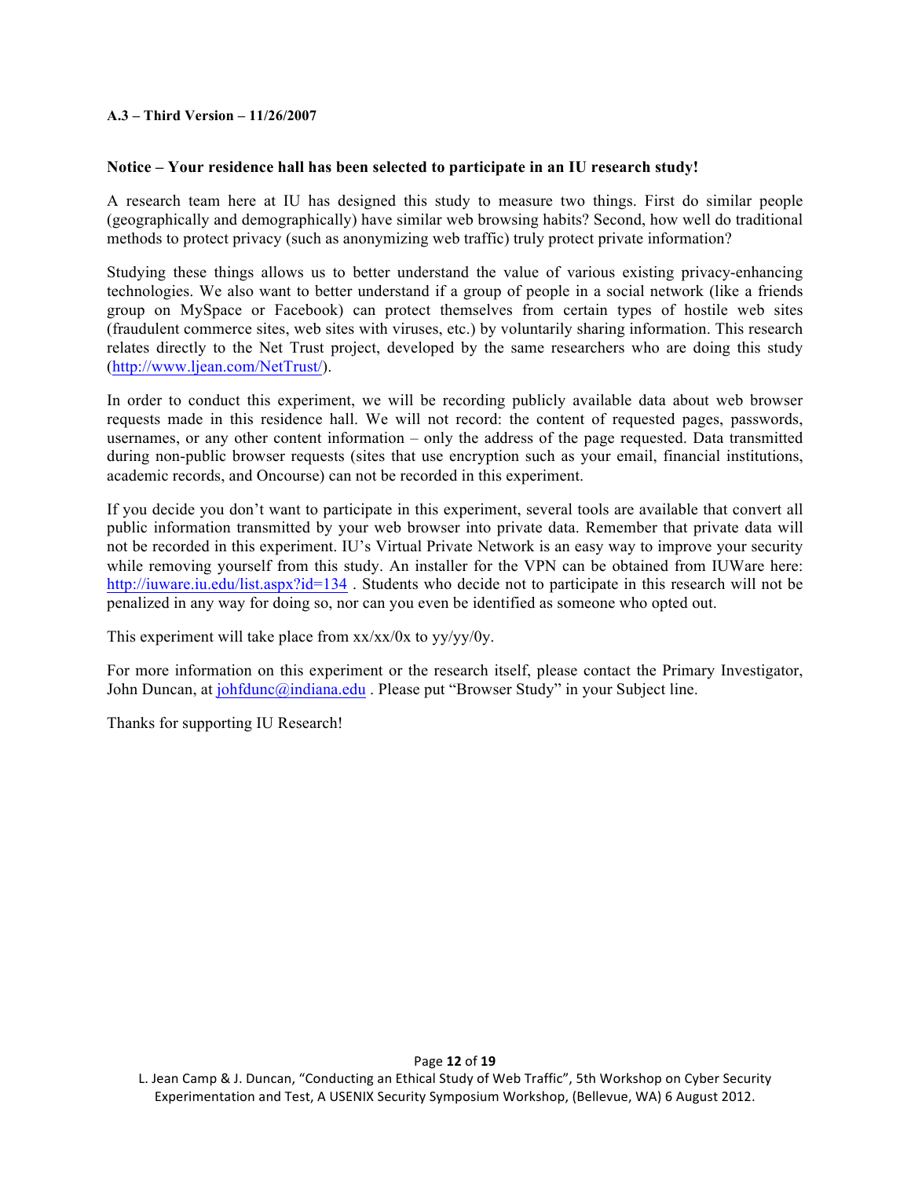**A.3 – Third Version – 11/26/2007**

**Notice – Your residence hall has been selected to participate in an IU research study!**

A research team here at IU has designed this study to measure two things. First do similar people (geographically and demographically) have similar web browsing habits? Second, how well do traditional methods to protect privacy (such as anonymizing web traffic) truly protect private information?

Studying these things allows us to better understand the value of various existing privacy-enhancing technologies. We also want to better understand if a group of people in a social network (like a friends group on MySpace or Facebook) can protect themselves from certain types of hostile web sites (fraudulent commerce sites, web sites with viruses, etc.) by voluntarily sharing information. This research relates directly to the Net Trust project, developed by the same researchers who are doing this study (http://www.ljean.com/NetTrust/).

In order to conduct this experiment, we will be recording publicly available data about web browser requests made in this residence hall. We will not record: the content of requested pages, passwords, usernames, or any other content information – only the address of the page requested. Data transmitted during non-public browser requests (sites that use encryption such as your email, financial institutions, academic records, and Oncourse) can not be recorded in this experiment.

If you decide you don't want to participate in this experiment, several tools are available that convert all public information transmitted by your web browser into private data. Remember that private data will not be recorded in this experiment. IU's Virtual Private Network is an easy way to improve your security while removing yourself from this study. An installer for the VPN can be obtained from IUWare here: http://iuware.iu.edu/list.aspx?id=134 . Students who decide not to participate in this research will not be penalized in any way for doing so, nor can you even be identified as someone who opted out.

This experiment will take place from xx/xx/0x to yy/yy/0y.

For more information on this experiment or the research itself, please contact the Primary Investigator, John Duncan, at johfdunc@indiana.edu . Please put "Browser Study" in your Subject line.

Thanks for supporting IU Research!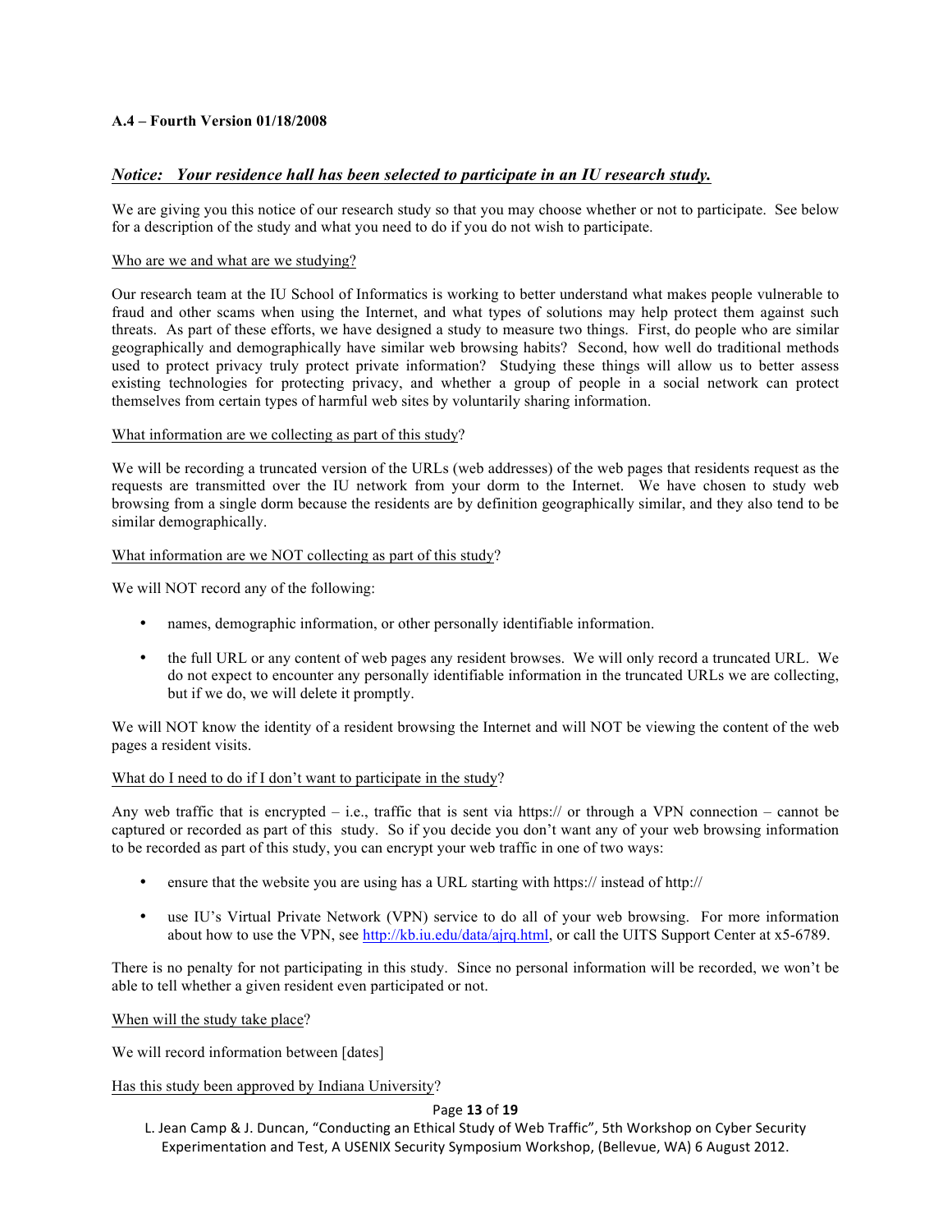**A.4 – Fourth Version 01/18/2008**

***Notice: Your residence hall has been selected to participate in an IU research study.***

We are giving you this notice of our research study so that you may choose whether or not to participate. See below for a description of the study and what you need to do if you do not wish to participate.

Who are we and what are we studying?

Our research team at the IU School of Informatics is working to better understand what makes people vulnerable to fraud and other scams when using the Internet, and what types of solutions may help protect them against such threats. As part of these efforts, we have designed a study to measure two things. First, do people who are similar geographically and demographically have similar web browsing habits? Second, how well do traditional methods used to protect privacy truly protect private information? Studying these things will allow us to better assess existing technologies for protecting privacy, and whether a group of people in a social network can protect themselves from certain types of harmful web sites by voluntarily sharing information.

What information are we collecting as part of this study?

We will be recording a truncated version of the URLs (web addresses) of the web pages that residents request as the requests are transmitted over the IU network from your dorm to the Internet. We have chosen to study web browsing from a single dorm because the residents are by definition geographically similar, and they also tend to be similar demographically.

What information are we NOT collecting as part of this study?

We will NOT record any of the following:

- names, demographic information, or other personally identifiable information.
- the full URL or any content of web pages any resident browses. We will only record a truncated URL. We do not expect to encounter any personally identifiable information in the truncated URLs we are collecting, but if we do, we will delete it promptly.

We will NOT know the identity of a resident browsing the Internet and will NOT be viewing the content of the web pages a resident visits.

What do I need to do if I don't want to participate in the study?

Any web traffic that is encrypted – i.e., traffic that is sent via https:// or through a VPN connection – cannot be captured or recorded as part of this study. So if you decide you don't want any of your web browsing information to be recorded as part of this study, you can encrypt your web traffic in one of two ways:

- ensure that the website you are using has a URL starting with https:// instead of http://
- use IU's Virtual Private Network (VPN) service to do all of your web browsing. For more information about how to use the VPN, see http://kb.iu.edu/data/ajrq.html, or call the UITS Support Center at x5-6789.

There is no penalty for not participating in this study. Since no personal information will be recorded, we won't be able to tell whether a given resident even participated or not.

When will the study take place?

We will record information between [dates]

Has this study been approved by Indiana University?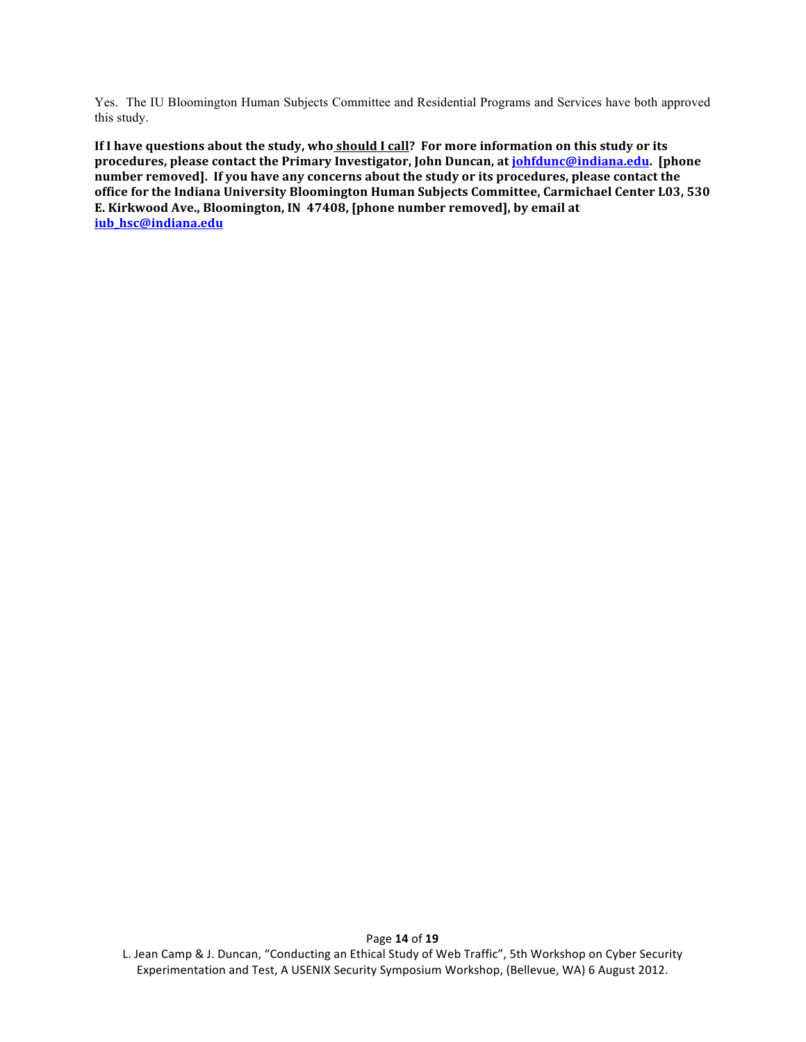Yes. The IU Bloomington Human Subjects Committee and Residential Programs and Services have both approved this study.

**If I have questions about the study, who should I call? For more information on this study or its procedures, please contact the Primary Investigator, John Duncan, at johfdunc@indiana.edu. [phone number removed]. If you have any concerns about the study or its procedures, please contact the office for the Indiana University Bloomington Human Subjects Committee, Carmichael Center L03, 530 E. Kirkwood Ave., Bloomington, IN 47408, [phone number removed], by email at iub_hsc@indiana.edu**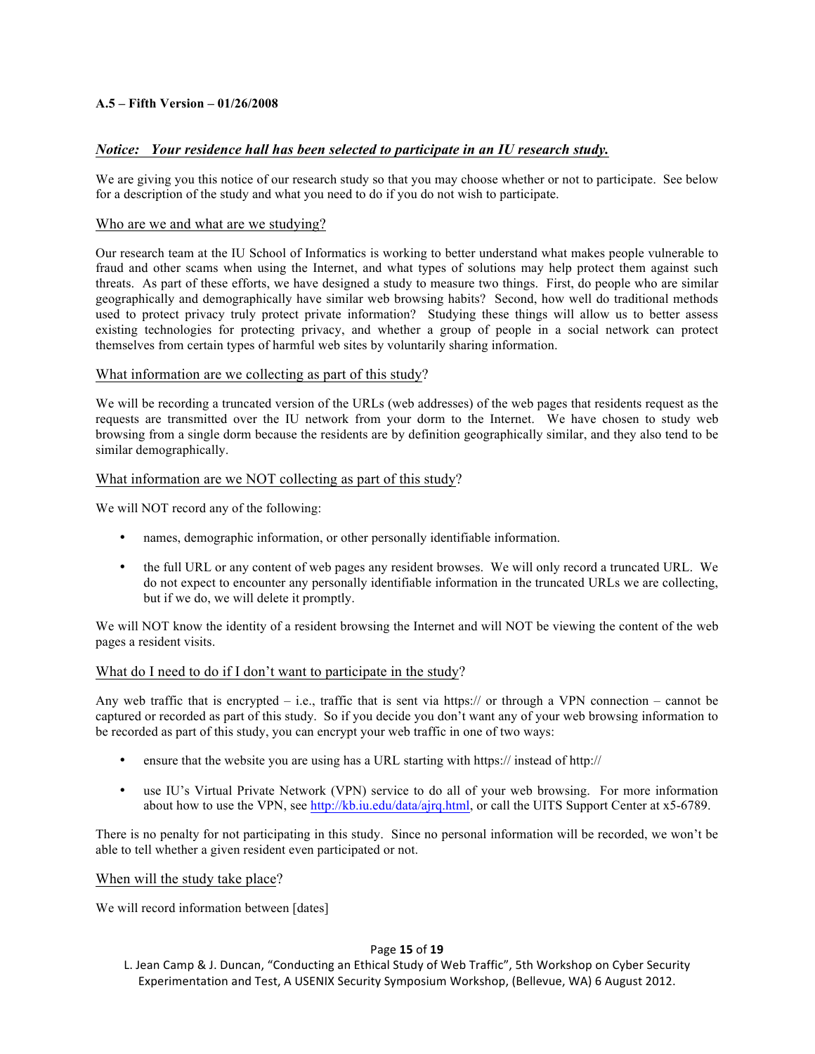**A.5 – Fifth Version – 01/26/2008**

***Notice: Your residence hall has been selected to participate in an IU research study.***

We are giving you this notice of our research study so that you may choose whether or not to participate. See below for a description of the study and what you need to do if you do not wish to participate.

## Who are we and what are we studying?

Our research team at the IU School of Informatics is working to better understand what makes people vulnerable to fraud and other scams when using the Internet, and what types of solutions may help protect them against such threats. As part of these efforts, we have designed a study to measure two things. First, do people who are similar geographically and demographically have similar web browsing habits? Second, how well do traditional methods used to protect privacy truly protect private information? Studying these things will allow us to better assess existing technologies for protecting privacy, and whether a group of people in a social network can protect themselves from certain types of harmful web sites by voluntarily sharing information.

## What information are we collecting as part of this study?

We will be recording a truncated version of the URLs (web addresses) of the web pages that residents request as the requests are transmitted over the IU network from your dorm to the Internet. We have chosen to study web browsing from a single dorm because the residents are by definition geographically similar, and they also tend to be similar demographically.

## What information are we NOT collecting as part of this study?

We will NOT record any of the following:

- names, demographic information, or other personally identifiable information.
- the full URL or any content of web pages any resident browses. We will only record a truncated URL. We do not expect to encounter any personally identifiable information in the truncated URLs we are collecting, but if we do, we will delete it promptly.

We will NOT know the identity of a resident browsing the Internet and will NOT be viewing the content of the web pages a resident visits.

## What do I need to do if I don't want to participate in the study?

Any web traffic that is encrypted – i.e., traffic that is sent via https:// or through a VPN connection – cannot be captured or recorded as part of this study. So if you decide you don't want any of your web browsing information to be recorded as part of this study, you can encrypt your web traffic in one of two ways:

- ensure that the website you are using has a URL starting with https:// instead of http://
- use IU's Virtual Private Network (VPN) service to do all of your web browsing. For more information about how to use the VPN, see http://kb.iu.edu/data/ajrq.html, or call the UITS Support Center at x5-6789.

There is no penalty for not participating in this study. Since no personal information will be recorded, we won't be able to tell whether a given resident even participated or not.

## When will the study take place?

We will record information between [dates]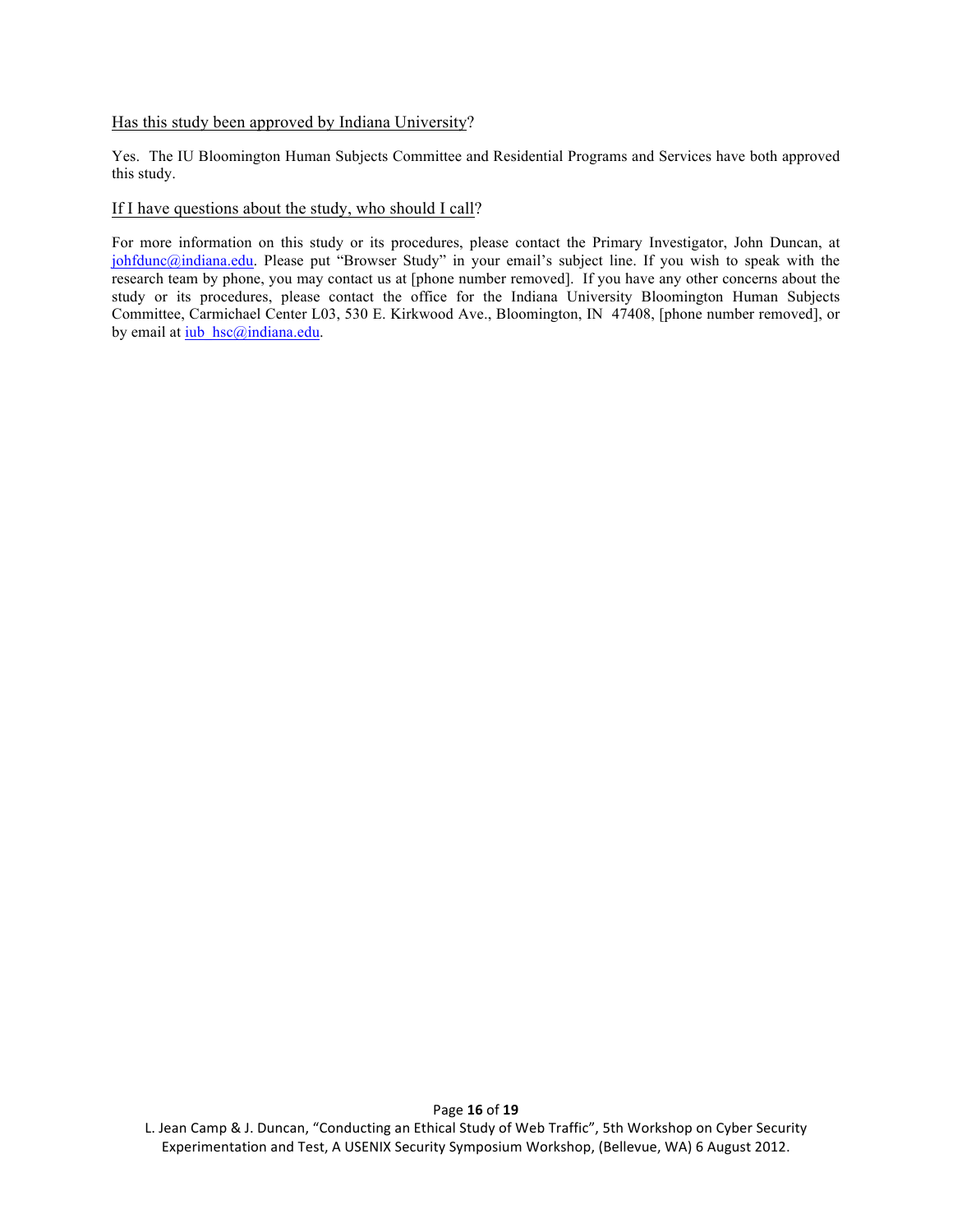Has this study been approved by Indiana University?

Yes. The IU Bloomington Human Subjects Committee and Residential Programs and Services have both approved this study.

If I have questions about the study, who should I call?

For more information on this study or its procedures, please contact the Primary Investigator, John Duncan, at johfdunc@indiana.edu. Please put "Browser Study" in your email's subject line. If you wish to speak with the research team by phone, you may contact us at [phone number removed]. If you have any other concerns about the study or its procedures, please contact the office for the Indiana University Bloomington Human Subjects Committee, Carmichael Center L03, 530 E. Kirkwood Ave., Bloomington, IN 47408, [phone number removed], or by email at iub_hsc@indiana.edu.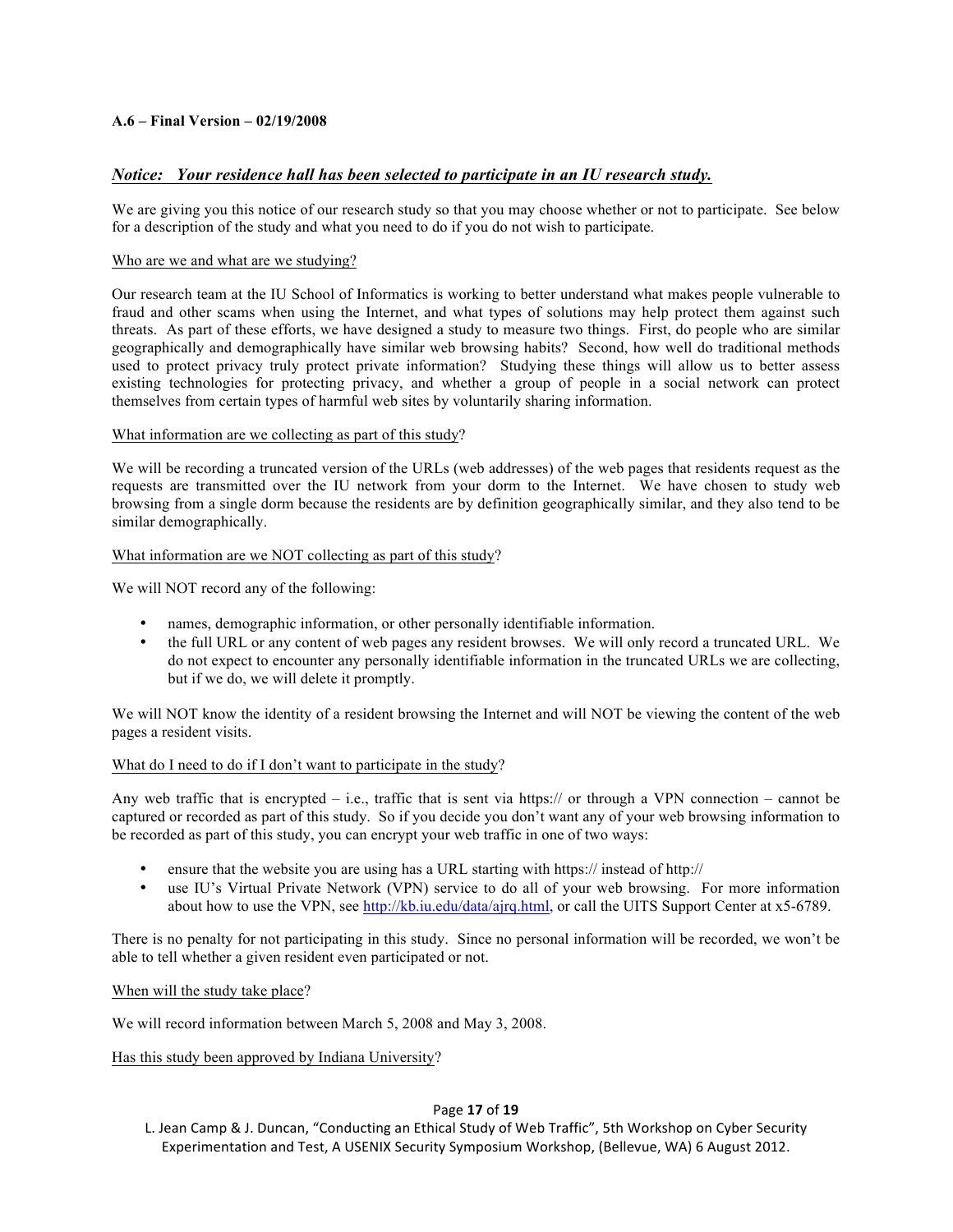**A.6 – Final Version – 02/19/2008**

***Notice: Your residence hall has been selected to participate in an IU research study.***

We are giving you this notice of our research study so that you may choose whether or not to participate. See below for a description of the study and what you need to do if you do not wish to participate.

Who are we and what are we studying?

Our research team at the IU School of Informatics is working to better understand what makes people vulnerable to fraud and other scams when using the Internet, and what types of solutions may help protect them against such threats. As part of these efforts, we have designed a study to measure two things. First, do people who are similar geographically and demographically have similar web browsing habits? Second, how well do traditional methods used to protect privacy truly protect private information? Studying these things will allow us to better assess existing technologies for protecting privacy, and whether a group of people in a social network can protect themselves from certain types of harmful web sites by voluntarily sharing information.

What information are we collecting as part of this study?

We will be recording a truncated version of the URLs (web addresses) of the web pages that residents request as the requests are transmitted over the IU network from your dorm to the Internet. We have chosen to study web browsing from a single dorm because the residents are by definition geographically similar, and they also tend to be similar demographically.

What information are we NOT collecting as part of this study?

We will NOT record any of the following:

- names, demographic information, or other personally identifiable information.
- the full URL or any content of web pages any resident browses. We will only record a truncated URL. We do not expect to encounter any personally identifiable information in the truncated URLs we are collecting, but if we do, we will delete it promptly.

We will NOT know the identity of a resident browsing the Internet and will NOT be viewing the content of the web pages a resident visits.

What do I need to do if I don't want to participate in the study?

Any web traffic that is encrypted – i.e., traffic that is sent via https:// or through a VPN connection – cannot be captured or recorded as part of this study. So if you decide you don't want any of your web browsing information to be recorded as part of this study, you can encrypt your web traffic in one of two ways:

- ensure that the website you are using has a URL starting with https:// instead of http://
- use IU's Virtual Private Network (VPN) service to do all of your web browsing. For more information about how to use the VPN, see http://kb.iu.edu/data/ajrq.html, or call the UITS Support Center at x5-6789.

There is no penalty for not participating in this study. Since no personal information will be recorded, we won't be able to tell whether a given resident even participated or not.

When will the study take place?

We will record information between March 5, 2008 and May 3, 2008.

Has this study been approved by Indiana University?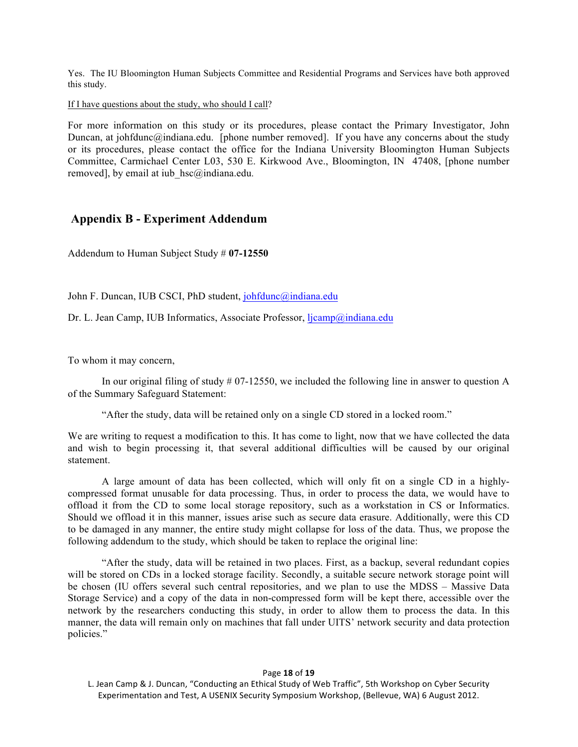Yes. The IU Bloomington Human Subjects Committee and Residential Programs and Services have both approved this study.

If I have questions about the study, who should I call?

For more information on this study or its procedures, please contact the Primary Investigator, John Duncan, at johfdunc@indiana.edu. [phone number removed]. If you have any concerns about the study or its procedures, please contact the office for the Indiana University Bloomington Human Subjects Committee, Carmichael Center L03, 530 E. Kirkwood Ave., Bloomington, IN 47408, [phone number removed], by email at iub_hsc@indiana.edu.

## Appendix B - Experiment Addendum

Addendum to Human Subject Study # **07-12550**

John F. Duncan, IUB CSCI, PhD student, johfdunc@indiana.edu

Dr. L. Jean Camp, IUB Informatics, Associate Professor, ljcamp@indiana.edu

To whom it may concern,

In our original filing of study # 07-12550, we included the following line in answer to question A of the Summary Safeguard Statement:

"After the study, data will be retained only on a single CD stored in a locked room."

We are writing to request a modification to this. It has come to light, now that we have collected the data and wish to begin processing it, that several additional difficulties will be caused by our original statement.

A large amount of data has been collected, which will only fit on a single CD in a highly-compressed format unusable for data processing. Thus, in order to process the data, we would have to offload it from the CD to some local storage repository, such as a workstation in CS or Informatics. Should we offload it in this manner, issues arise such as secure data erasure. Additionally, were this CD to be damaged in any manner, the entire study might collapse for loss of the data. Thus, we propose the following addendum to the study, which should be taken to replace the original line:

"After the study, data will be retained in two places. First, as a backup, several redundant copies will be stored on CDs in a locked storage facility. Secondly, a suitable secure network storage point will be chosen (IU offers several such central repositories, and we plan to use the MDSS – Massive Data Storage Service) and a copy of the data in non-compressed form will be kept there, accessible over the network by the researchers conducting this study, in order to allow them to process the data. In this manner, the data will remain only on machines that fall under UITS' network security and data protection policies."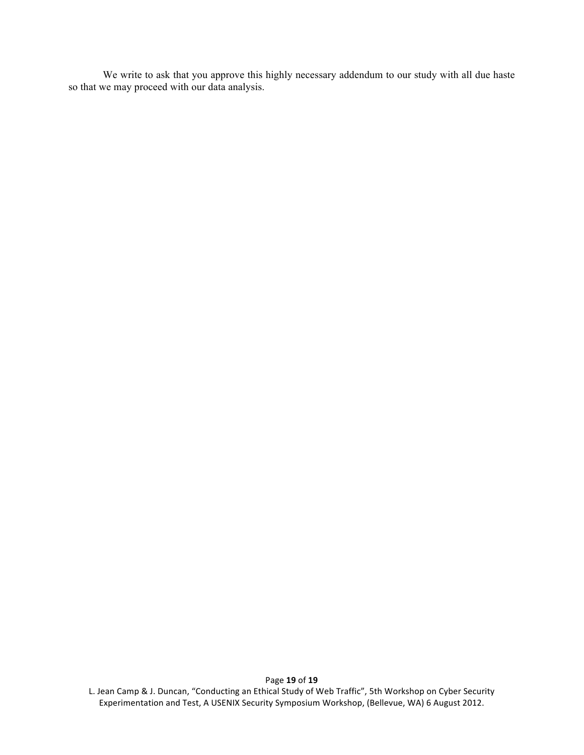We write to ask that you approve this highly necessary addendum to our study with all due haste so that we may proceed with our data analysis.